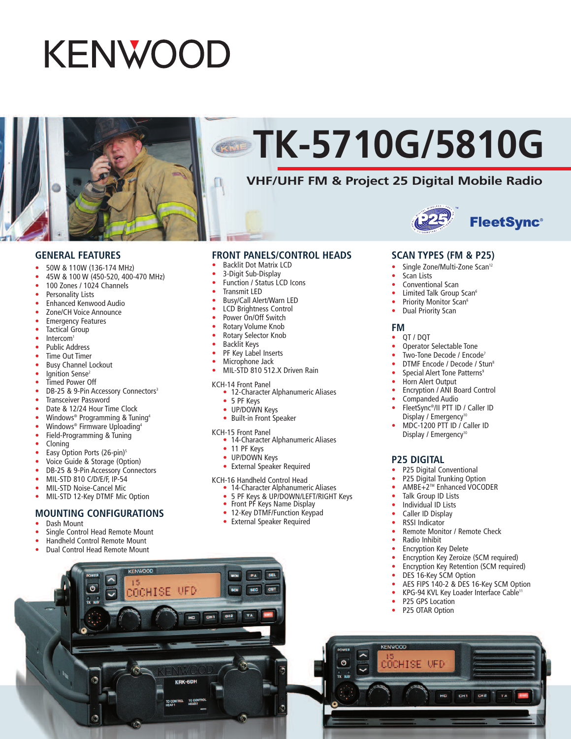# KENWOOD

# TK-5710G/5810G

## VHF/UHF FM & Project 25 Digital Mobile Radio

FleetSync®

## GENERAL FEATURES

- 50W & 110W (136-174 MHz)
- 45W & 100 W (450-520, 400-470 MHz)
- 100 Zones / 1024 Channels
- Personality Lists
- Enhanced Kenwood Audio
- Zone/CH Voice Announce
- Emergency Features
- Tactical Group
- Intercom[1]
- Public Address
- Time Out Timer
- Busy Channel Lockout
- Ignition Sense[2]
- Timed Power Off
- DB-25 & 9-Pin Accessory Connectors[3]
- Transceiver Password
- Date & 12/24 Hour Time Clock
- Windows® Programming & Tuning[4]
- Windows® Firmware Uploading[4]
- Field-Programming & Tuning
- Cloning
- Easy Option Ports (26-pin)[5]
- Voice Guide & Storage (Option)
- DB-25 & 9-Pin Accessory Connectors
- MIL-STD 810 C/D/E/F, IP-54
- MIL-STD Noise-Cancel Mic
- MIL-STD 12-Key DTMF Mic Option

## MOUNTING CONFIGURATIONS

- Dash Mount
- Single Control Head Remote Mount
- Handheld Control Remote Mount
- Dual Control Head Remote Mount

## FRONT PANELS/CONTROL HEADS

- Backlit Dot Matrix LCD
- 3-Digit Sub-Display
- Function / Status LCD Icons
- Transmit LED
- Busy/Call Alert/Warn LED
- LCD Brightness Control
- Power On/Off Switch
- Rotary Volume Knob
- Rotary Selector Knob
- Backlit Keys
- PF Key Label Inserts
- Microphone Jack
- MIL-STD 810 512.X Driven Rain

KCH-14 Front Panel
- 12-Character Alphanumeric Aliases
- 5 PF Keys
- UP/DOWN Keys
- Built-in Front Speaker

KCH-15 Front Panel
- 14-Character Alphanumeric Aliases
- 11 PF Keys
- UP/DOWN Keys
- External Speaker Required

KCH-16 Handheld Control Head
- 14-Character Alphanumeric Aliases
- 5 PF Keys & UP/DOWN/LEFT/RIGHT Keys
- Front PF Keys Name Display
- 12-Key DTMF/Function Keypad
- External Speaker Required

## SCAN TYPES (FM & P25)

- Single Zone/Multi-Zone Scan[12]
- Scan Lists
- Conventional Scan
- Limited Talk Group Scan[6]
- Priority Monitor Scan[6]
- Dual Priority Scan

## FM

- QT / DQT
- Operator Selectable Tone
- Two-Tone Decode / Encode[7]
- DTMF Encode / Decode / Stun[8]
- Special Alert Tone Patterns[9]
- Horn Alert Output
- Encryption / ANI Board Control
- Companded Audio
- FleetSync®/II PTT ID / Caller ID Display / Emergency[10]
- MDC-1200 PTT ID / Caller ID Display / Emergency[10]

## P25 DIGITAL

- P25 Digital Conventional
- P25 Digital Trunking Option
- AMBE+2™ Enhanced VOCODER
- Talk Group ID Lists
- Individual ID Lists
- Caller ID Display
- RSSI Indicator
- Remote Monitor / Remote Check
- Radio Inhibit
- Encryption Key Delete
- Encryption Key Zeroize (SCM required)
- Encryption Key Retention (SCM required)
- DES 16-Key SCM Option
- AES FIPS 140-2 & DES 16-Key SCM Option
- KPG-94 KVL Key Loader Interface Cable[11]
- P25 GPS Location
- P25 OTAR Option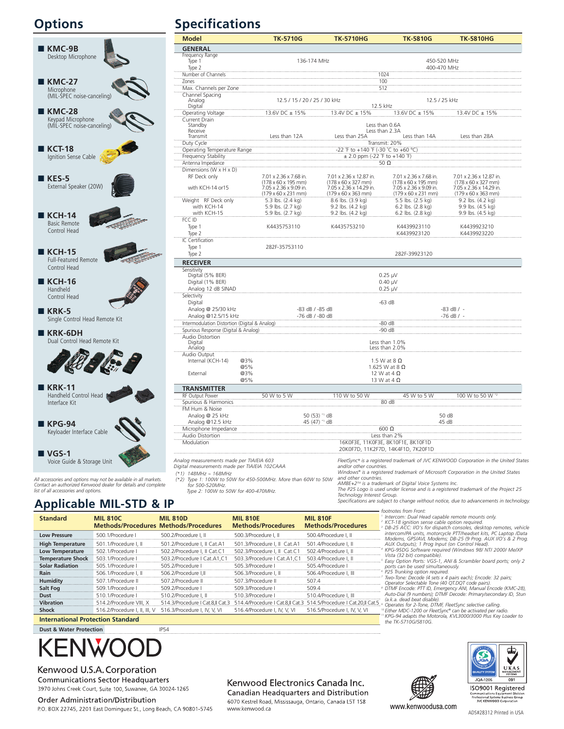## Options

**KMC-9B**
Desktop Microphone

**KMC-27**
Microphone
(MIL-SPEC noise-canceling)

**KMC-28**
Keypad Microphone
(MIL-SPEC noise-canceling)

**KCT-18**
Ignition Sense Cable

**KES-5**
External Speaker (20W)

**KCH-14**
Basic Remote Control Head

**KCH-15**
Full-Featured Remote Control Head

**KCH-16**
Handheld Control Head

**KRK-5**
Single Control Head Remote Kit

**KRK-6DH**
Dual Control Head Remote Kit

**KRK-11**
Handheld Control Head Interface Kit

**KPG-94**
Keyloader Interface Cable

**VGS-1**
Voice Guide & Storage Unit

All accessories and options may not be available in all markets. Contact an authorized Kenwood dealer for details and complete list of all accessories and options.

## Specifications

| Model | TK-5710G | TK-5710HG | TK-5810G | TK-5810HG |
|---|---|---|---|---|
| **GENERAL** | | | | |
| Frequency Range Type 1 | 136-174 MHz | | 450-520 MHz | |
| Frequency Range Type 2 | | | 400-470 MHz | |
| Number of Channels | 1024 | | | |
| Zones | 100 | | | |
| Max. Channels per Zone | 512 | | | |
| Channel Spacing Analog | 12.5 / 15 / 20 / 25 / 30 kHz | | 12.5 / 25 kHz | |
| Channel Spacing Digital | 12.5 kHz | | | |
| Operating Voltage | 13.6V DC ± 15% | 13.4V DC ± 15% | 13.6V DC ± 15% | 13.4V DC ± 15% |
| Current Drain Standby | Less than 0.6A | | | |
| Current Drain Receive | Less than 2.3A | | | |
| Current Drain Transmit | Less than 12A | Less than 25A | Less than 14A | Less than 28A |
| Duty Cycle | Transmit: 20% | | | |
| Operating Temperature Range | -22 °F to +140 °F (-30 °C to +60 °C) | | | |
| Frequency Stability | ± 2.0 ppm (-22 °F to +140 °F) | | | |
| Antenna Impedance | 50 Ω | | | |
| Dimensions (W x H x D) RF Deck only | 7.01 x 2.36 x 7.68 in. (178 x 60 x 195 mm) | 7.01 x 2.36 x 12.87 in. (178 x 60 x 327 mm) | 7.01 x 2.36 x 7.68 in. (178 x 60 x 195 mm) | 7.01 x 2.36 x 12.87 in. (178 x 60 x 327 mm) |
| with KCH-14 or15 | 7.05 x 2.36 x 9.09 in. (179 x 60 x 231 mm) | 7.05 x 2.36 x 14.29 in. (179 x 60 x 363 mm) | 7.05 x 2.36 x 9.09 in. (179 x 60 x 231 mm) | 7.05 x 2.36 x 14.29 in. (179 x 60 x 363 mm) |
| Weight RF Deck only | 5.3 lbs. (2.4 kg) | 8.6 lbs. (3.9 kg) | 5.5 lbs. (2.5 kg) | 9.2 lbs. (4.2 kg) |
| with KCH-14 | 5.9 lbs. (2.7 kg) | 9.2 lbs. (4.2 kg) | 6.2 lbs. (2.8 kg) | 9.9 lbs. (4.5 kg) |
| with KCH-15 | 5.9 lbs. (2.7 kg) | 9.2 lbs. (4.2 kg) | 6.2 lbs. (2.8 kg) | 9.9 lbs. (4.5 kg) |
| FCC ID Type 1 | K4435753110 | K4435753210 | K4439923110 | K4439923210 |
| FCC ID Type 2 | | | K4439923120 | K4439923220 |
| IC Certification Type 1 | 282F-35753110 | | | |
| IC Certification Type 2 | | | 282F-39923120 | |
| **RECEIVER** | | | | |
| Sensitivity Digital (5% BER) | 0.25 µV | | | |
| Digital (1% BER) | 0.40 µV | | | |
| Analog 12 dB SINAD | 0.25 µV | | | |
| Selectivity Digital | -63 dB | | | |
| Analog @ 25/30 kHz | -83 dB / -85 dB | | -83 dB / - | |
| Analog @12.5/15 kHz | -76 dB / -80 dB | | -76 dB / - | |
| Intermodulation Distortion (Digital & Analog) | -80 dB | | | |
| Spurious Response (Digital & Analog) | -90 dB | | | |
| Audio Distortion Digital | Less than 1.0% | | | |
| Audio Distortion Analog | Less than 2.0% | | | |
| Audio Output Internal (KCH-14) @3% | 1.5 W at 8 Ω | | | |
| @5% | 1.625 W at 8 Ω | | | |
| External @3% | 12 W at 4 Ω | | | |
| @5% | 13 W at 4 Ω | | | |
| **TRANSMITTER** | | | | |
| RF Output Power | 50 W to 5 W | 110 W to 50 W | 45 W to 5 W | 100 W to 50 W [*2] |
| Spurious & Harmonics | 80 dB | | | |
| FM Hum & Noise Analog @ 25 kHz | 50 (53) [*1] dB | | 50 dB | |
| Analog @12.5 kHz | 45 (47) [*1] dB | | 45 dB | |
| Microphone Impedance | 600 Ω | | | |
| Audio Distortion | Less than 2% | | | |
| Modulation | 16K0F3E, 11K0F3E, 8K10F1E, 8K10F1D 20K0F7D, 11K2F7D, 14K4F1D, 7K20F1D | | | |

Analog measurements made per TIA/EIA 603
Digital measurements made per TIA/EIA 102CAAA
(*1) 148MHz – 168MHz
(*2) Type 1: 100W to 50W for 450-500MHz. More than 60W to 50W for 500-520MHz.
Type 2: 100W to 50W for 400-470MHz.

FleetSync® is a registered trademark of JVC KENWOOD Corporation in the United States and/or other countries.
Windows® is a registered trademark of Microsoft Corporation in the United States and other countries.
AMBE+2™ is a trademark of Digital Voice Systems Inc.
The P25 Logo is used under license and is a registered trademark of the Project 25 Technology Interest Group.
Specifications are subject to change without notice, due to advancements in technology.

## Applicable MIL-STD & IP

| Standard | MIL 810C Methods/Procedures | MIL 810D Methods/Procedures | MIL 810E Methods/Procedures | MIL 810F Methods/Procedures |
|---|---|---|---|---|
| **Low Pressure** | 500.1/Procedure I | 500.2/Procedure I, II | 500.3/Procedure I, II | 500.4/Procedure I, II |
| **High Temperature** | 501.1/Procedure I, II | 501.2/Procedure I, II Cat.A1 | 501.3/Procedure I, II Cat.A1 | 501.4/Procedure I, II |
| **Low Temperature** | 502.1/Procedure I | 502.2/Procedure I, II Cat.C1 | 502.3/Procedure I, II Cat.C1 | 502.4/Procedure I, II |
| **Temperature Shock** | 503.1/Procedure I | 503.2/Procedure I Cat.A1,C1 | 503.3/Procedure I Cat.A1,C1 | 503.4/Procedure I, II |
| **Solar Radiation** | 505.1/Procedure I | 505.2/Procedure I | 505.3/Procedure I | 505.4/Procedure I |
| **Rain** | 506.1/Procedure I, II | 506.2/Procedure I,II | 506.3/Procedure I, II | 506.4/Procedure I, III |
| **Humidity** | 507.1/Procedure II | 507.2/Procedure II | 507.3/Procedure II | 507.4 |
| **Salt Fog** | 509.1/Procedure I | 509.2/Procedure I | 509.3/Procedure I | 509.4 |
| **Dust** | 510.1/Procedure I | 510.2/Procedure I, II | 510.3/Procedure I | 510.4/Procedure I, III |
| **Vibration** | 514.2/Procedure VIII, X | 514.3/Procedure I Cat.8,II Cat.3 | 514.4/Procedure I Cat.8,II Cat.3 | 514.5/Procedure I Cat.20,II Cat.5 |
| **Shock** | 516.2/Procedure I, II, III, V | 516.3/Procedure I, IV, V, VI | 516.4/Procedure I, IV, V, VI | 516.5/Procedure I, IV, V, VI |

| International Protection Standard | |
|---|---|
| **Dust & Water Protection** | IP54 |

footnotes from Front:
[1] Intercom: Dual Head capable remote mounts only.
[2] KCT-18 ignition sense cable option required.
[3] DB-25 ACC: I/O's for dispatch consoles, desktop remotes, vehicle intercom/PA units, motorcycle PTT/headset kits, PC Laptop /Data Modems, GPS/AVL Modems; DB-25 (9 Prog. AUX I/O's & 2 Prog. AUX Outputs); 1 Prog Input (on Control Head).
[4] KPG-95DG Software required (Windows 98/ NT/ 2000/ Me/XP Vista (32 bit) compatible).
[5] Easy Option Ports: VGS-1, ANI & Scrambler board ports; only 2 ports can be used simultaneously.
[6] P25 Trunking option required.
[7] Two-Tone: Decode (4 sets x 4 pairs each); Encode: 32 pairs; Operator Selectable Tone (40 QT.DQT code pairs).
[8] DTMF Encode: PTT ID, Emergency ANI, Manual Encode (KMC-28), Auto-Dial (9 numbers); DTMF Decode: Primary/secondary ID, Stun (a.k.a. dead beat disable).
[9] Operates for 2-Tone, DTMF, FleetSync selective calling.
[10] Either MDC-1200 or FleetSync® can be activated per radio.
[11] KPG-94 adapts the Motorola, KVL3000/3000 Plus Key Loader to the TK-5710G/5810G.

KENWOOD

Kenwood U.S.A. Corporation
Communications Sector Headquarters
3970 Johns Creek Court, Suite 100, Suwanee, GA 30024-1265

Order Administration/Distribution
P.O. BOX 22745, 2201 East Dominguez St., Long Beach, CA 90801-5745

Kenwood Electronics Canada Inc.
Canadian Headquarters and Distribution
6070 Kestrel Road, Mississauga, Ontario, Canada L5T 1S8
www.kenwood.ca

www.kenwoodusa.com

JQA-1205 091
ISO9001 Registered
Communications Equipment Division
Professional Systems Business Group
JVC KENWOOD Corporation

ADS#28312 Printed in USA